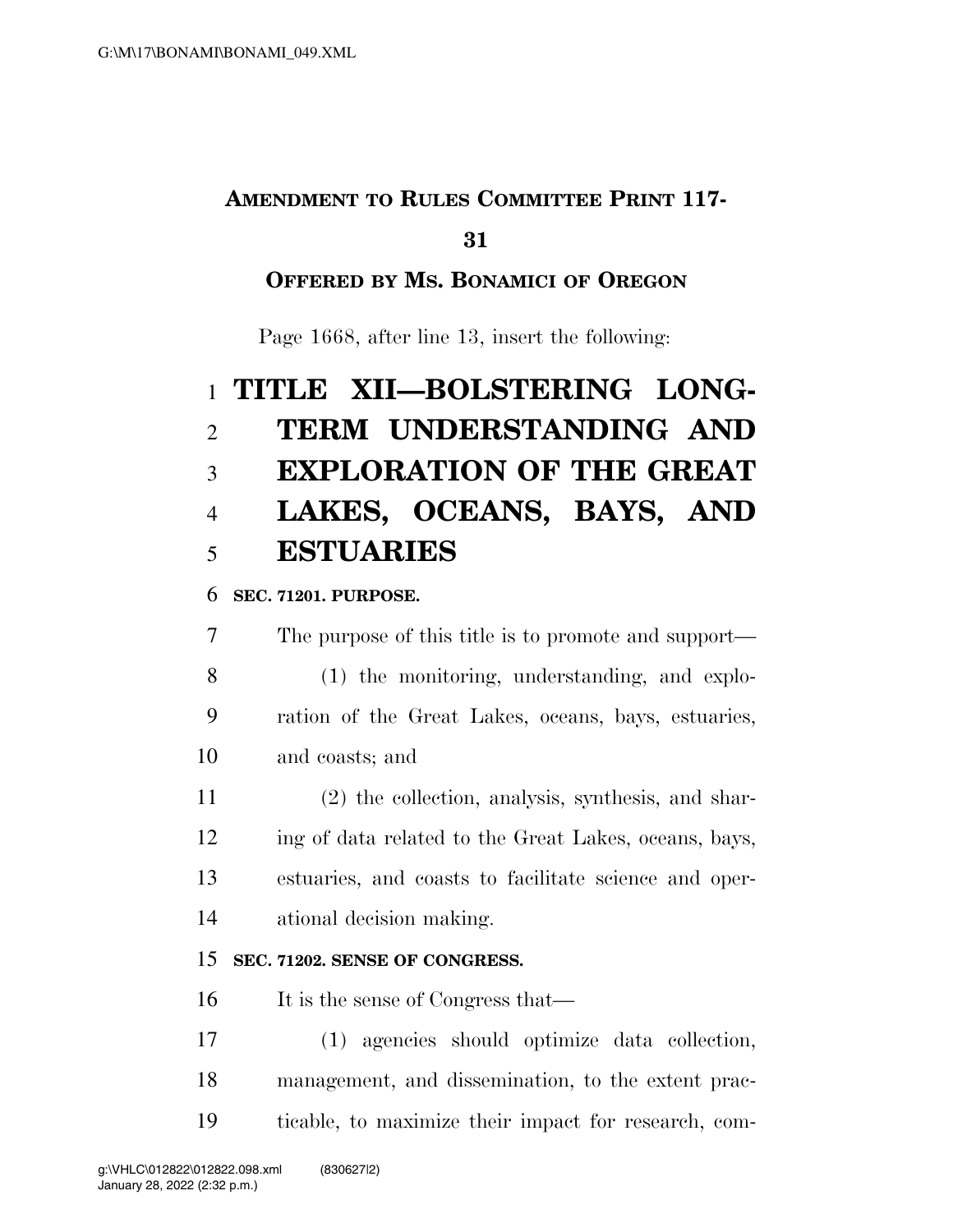**AMENDMENT TO RULES COMMITTEE PRINT 117-31**

**OFFERED BY MS. BONAMICI OF OREGON**

Page 1668, after line 13, insert the following:

# TITLE XII—BOLSTERING LONG-TERM UNDERSTANDING AND EXPLORATION OF THE GREAT LAKES, OCEANS, BAYS, AND ESTUARIES

### SEC. 71201. PURPOSE.

The purpose of this title is to promote and support—

(1) the monitoring, understanding, and exploration of the Great Lakes, oceans, bays, estuaries, and coasts; and

(2) the collection, analysis, synthesis, and sharing of data related to the Great Lakes, oceans, bays, estuaries, and coasts to facilitate science and operational decision making.

### SEC. 71202. SENSE OF CONGRESS.

It is the sense of Congress that—

(1) agencies should optimize data collection, management, and dissemination, to the extent practicable, to maximize their impact for research, com-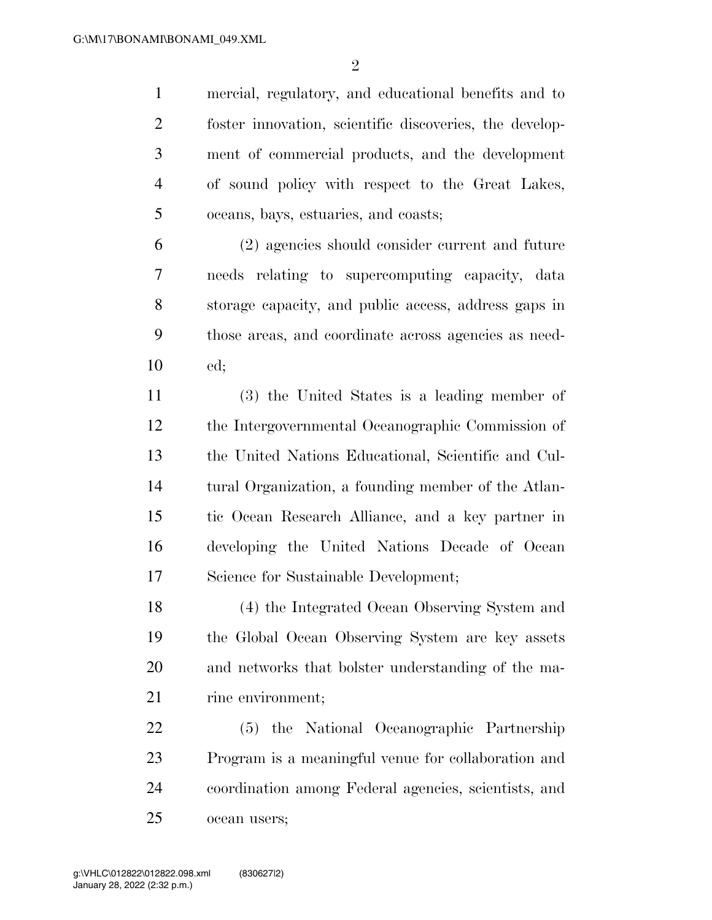mercial, regulatory, and educational benefits and to foster innovation, scientific discoveries, the development of commercial products, and the development of sound policy with respect to the Great Lakes, oceans, bays, estuaries, and coasts;

(2) agencies should consider current and future needs relating to supercomputing capacity, data storage capacity, and public access, address gaps in those areas, and coordinate across agencies as needed;

(3) the United States is a leading member of the Intergovernmental Oceanographic Commission of the United Nations Educational, Scientific and Cultural Organization, a founding member of the Atlantic Ocean Research Alliance, and a key partner in developing the United Nations Decade of Ocean Science for Sustainable Development;

(4) the Integrated Ocean Observing System and the Global Ocean Observing System are key assets and networks that bolster understanding of the marine environment;

(5) the National Oceanographic Partnership Program is a meaningful venue for collaboration and coordination among Federal agencies, scientists, and ocean users;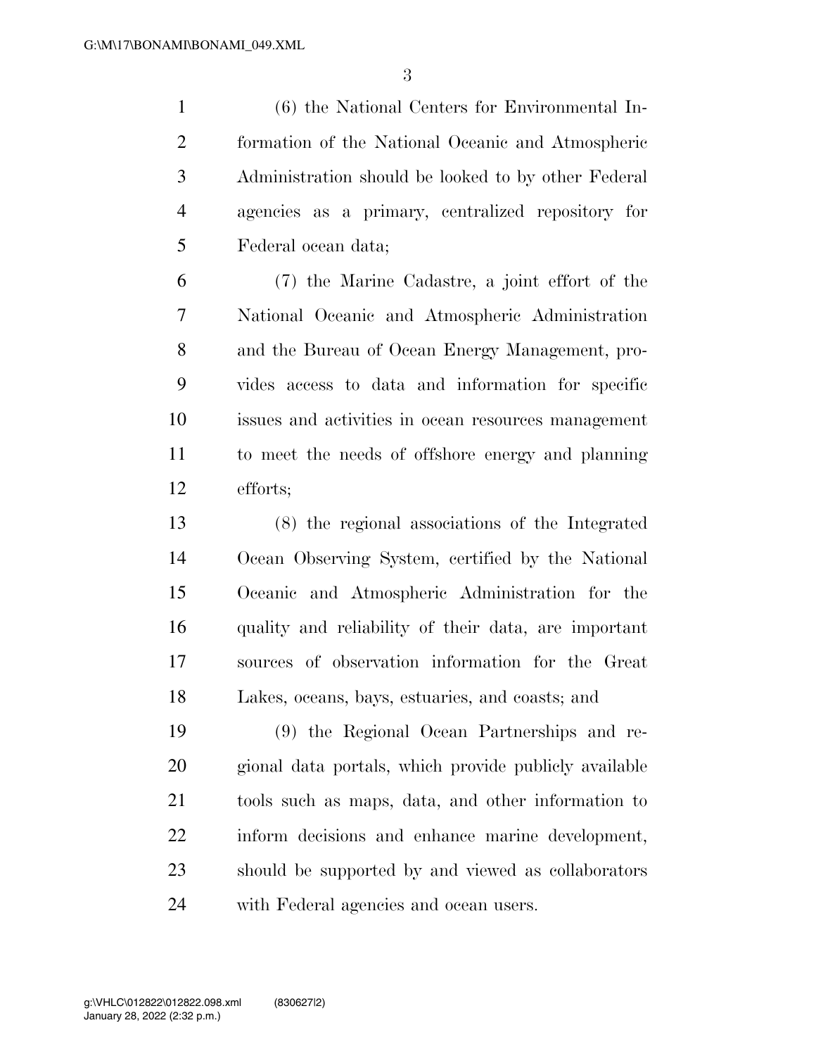(6) the National Centers for Environmental Information of the National Oceanic and Atmospheric Administration should be looked to by other Federal agencies as a primary, centralized repository for Federal ocean data;

(7) the Marine Cadastre, a joint effort of the National Oceanic and Atmospheric Administration and the Bureau of Ocean Energy Management, provides access to data and information for specific issues and activities in ocean resources management to meet the needs of offshore energy and planning efforts;

(8) the regional associations of the Integrated Ocean Observing System, certified by the National Oceanic and Atmospheric Administration for the quality and reliability of their data, are important sources of observation information for the Great Lakes, oceans, bays, estuaries, and coasts; and

(9) the Regional Ocean Partnerships and regional data portals, which provide publicly available tools such as maps, data, and other information to inform decisions and enhance marine development, should be supported by and viewed as collaborators with Federal agencies and ocean users.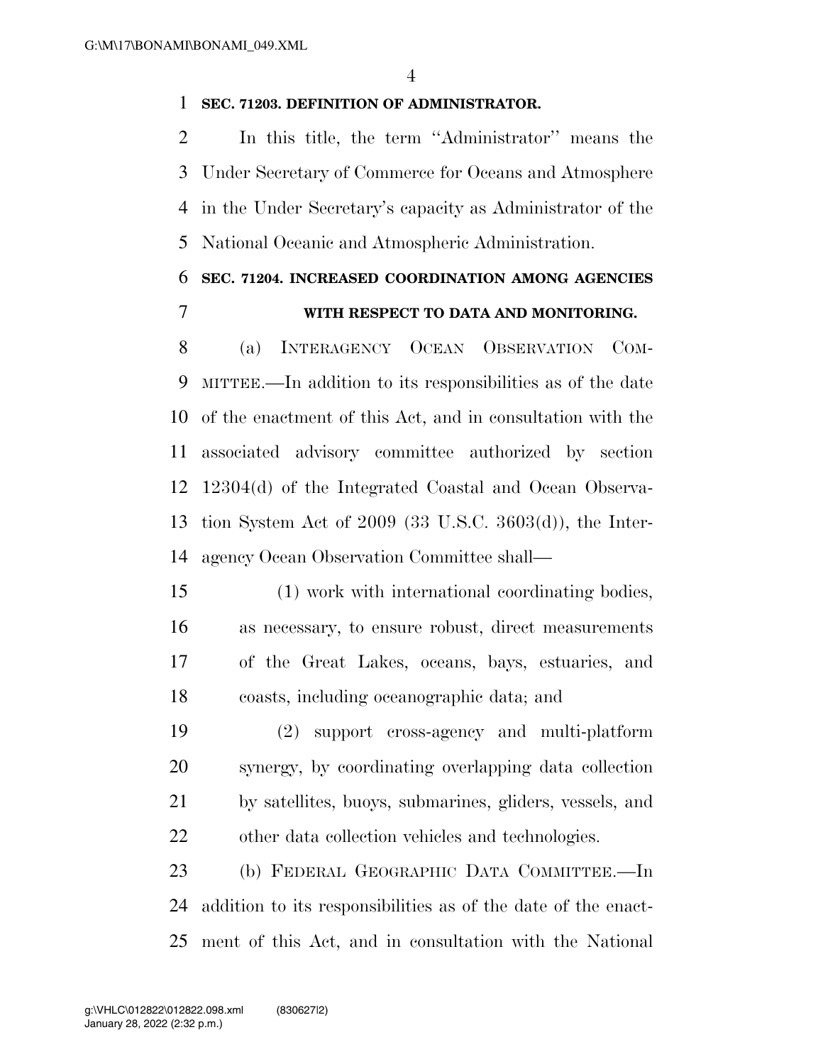**SEC. 71203. DEFINITION OF ADMINISTRATOR.**

In this title, the term ''Administrator'' means the Under Secretary of Commerce for Oceans and Atmosphere in the Under Secretary's capacity as Administrator of the National Oceanic and Atmospheric Administration.

**SEC. 71204. INCREASED COORDINATION AMONG AGENCIES WITH RESPECT TO DATA AND MONITORING.**

(a) INTERAGENCY OCEAN OBSERVATION COMMITTEE.—In addition to its responsibilities as of the date of the enactment of this Act, and in consultation with the associated advisory committee authorized by section 12304(d) of the Integrated Coastal and Ocean Observation System Act of 2009 (33 U.S.C. 3603(d)), the Interagency Ocean Observation Committee shall—

(1) work with international coordinating bodies, as necessary, to ensure robust, direct measurements of the Great Lakes, oceans, bays, estuaries, and coasts, including oceanographic data; and

(2) support cross-agency and multi-platform synergy, by coordinating overlapping data collection by satellites, buoys, submarines, gliders, vessels, and other data collection vehicles and technologies.

(b) FEDERAL GEOGRAPHIC DATA COMMITTEE.—In addition to its responsibilities as of the date of the enactment of this Act, and in consultation with the National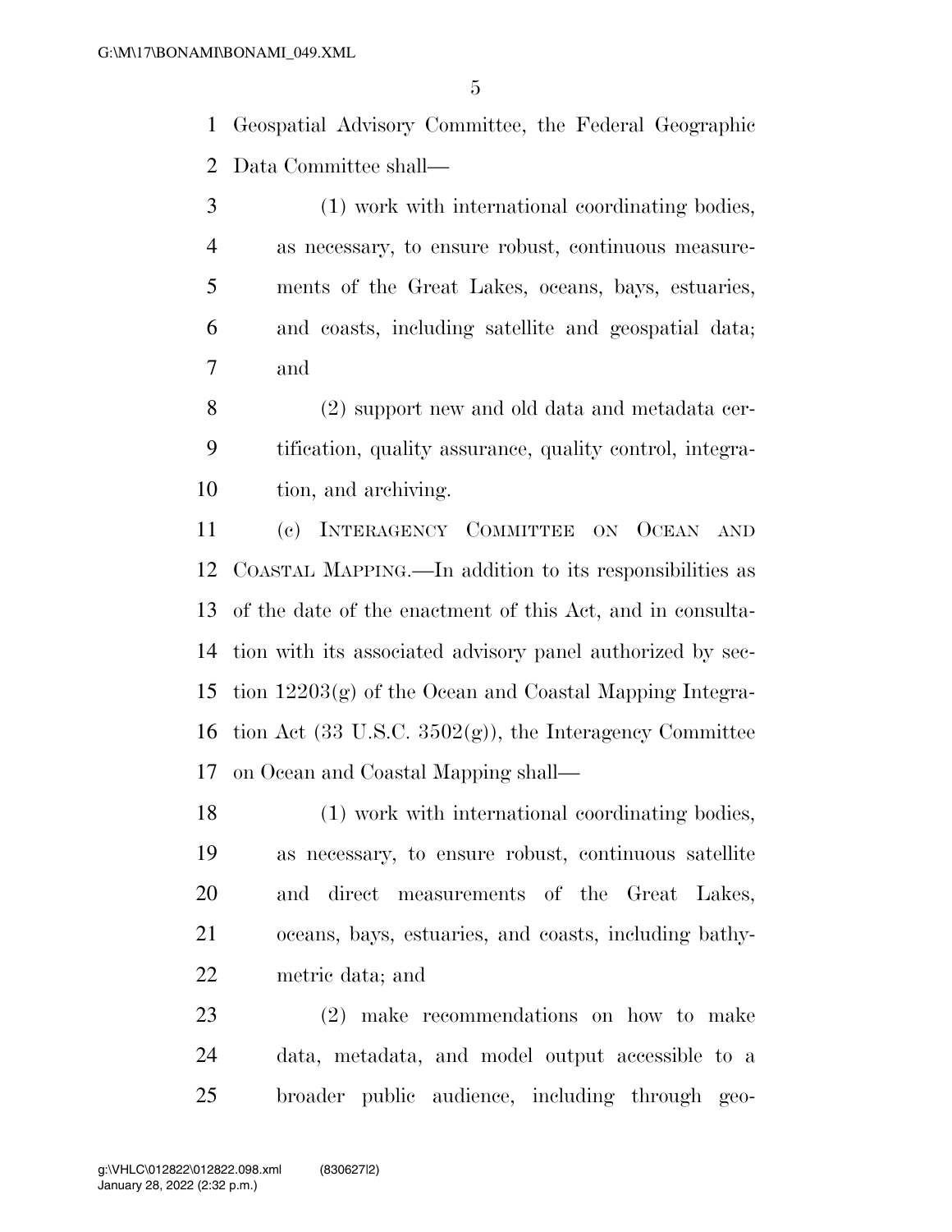Geospatial Advisory Committee, the Federal Geographic Data Committee shall—

(1) work with international coordinating bodies, as necessary, to ensure robust, continuous measurements of the Great Lakes, oceans, bays, estuaries, and coasts, including satellite and geospatial data; and

(2) support new and old data and metadata certification, quality assurance, quality control, integration, and archiving.

(c) INTERAGENCY COMMITTEE ON OCEAN AND COASTAL MAPPING.—In addition to its responsibilities as of the date of the enactment of this Act, and in consultation with its associated advisory panel authorized by section 12203(g) of the Ocean and Coastal Mapping Integration Act (33 U.S.C. 3502(g)), the Interagency Committee on Ocean and Coastal Mapping shall—

(1) work with international coordinating bodies, as necessary, to ensure robust, continuous satellite and direct measurements of the Great Lakes, oceans, bays, estuaries, and coasts, including bathymetric data; and

(2) make recommendations on how to make data, metadata, and model output accessible to a broader public audience, including through geo-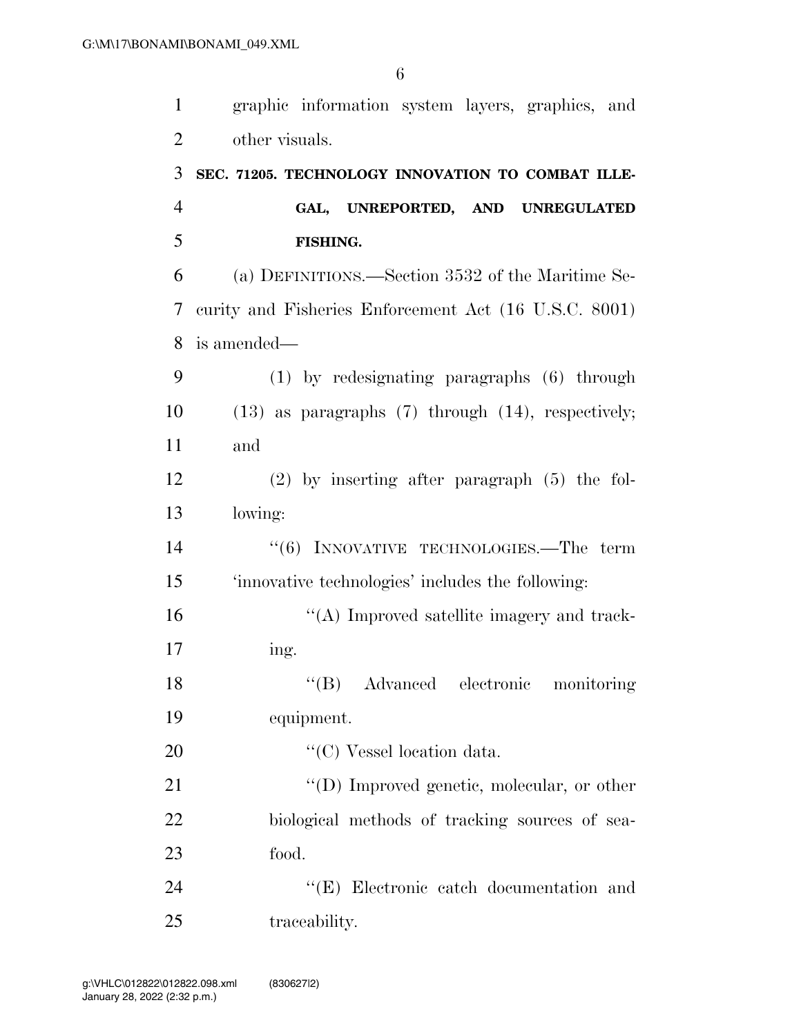graphic information system layers, graphics, and other visuals.

### SEC. 71205. TECHNOLOGY INNOVATION TO COMBAT ILLEGAL, UNREPORTED, AND UNREGULATED FISHING.

(a) DEFINITIONS.—Section 3532 of the Maritime Security and Fisheries Enforcement Act (16 U.S.C. 8001) is amended—

(1) by redesignating paragraphs (6) through (13) as paragraphs (7) through (14), respectively; and

(2) by inserting after paragraph (5) the following:

"(6) INNOVATIVE TECHNOLOGIES.—The term 'innovative technologies' includes the following:

"(A) Improved satellite imagery and tracking.

"(B) Advanced electronic monitoring equipment.

"(C) Vessel location data.

"(D) Improved genetic, molecular, or other biological methods of tracking sources of seafood.

"(E) Electronic catch documentation and traceability.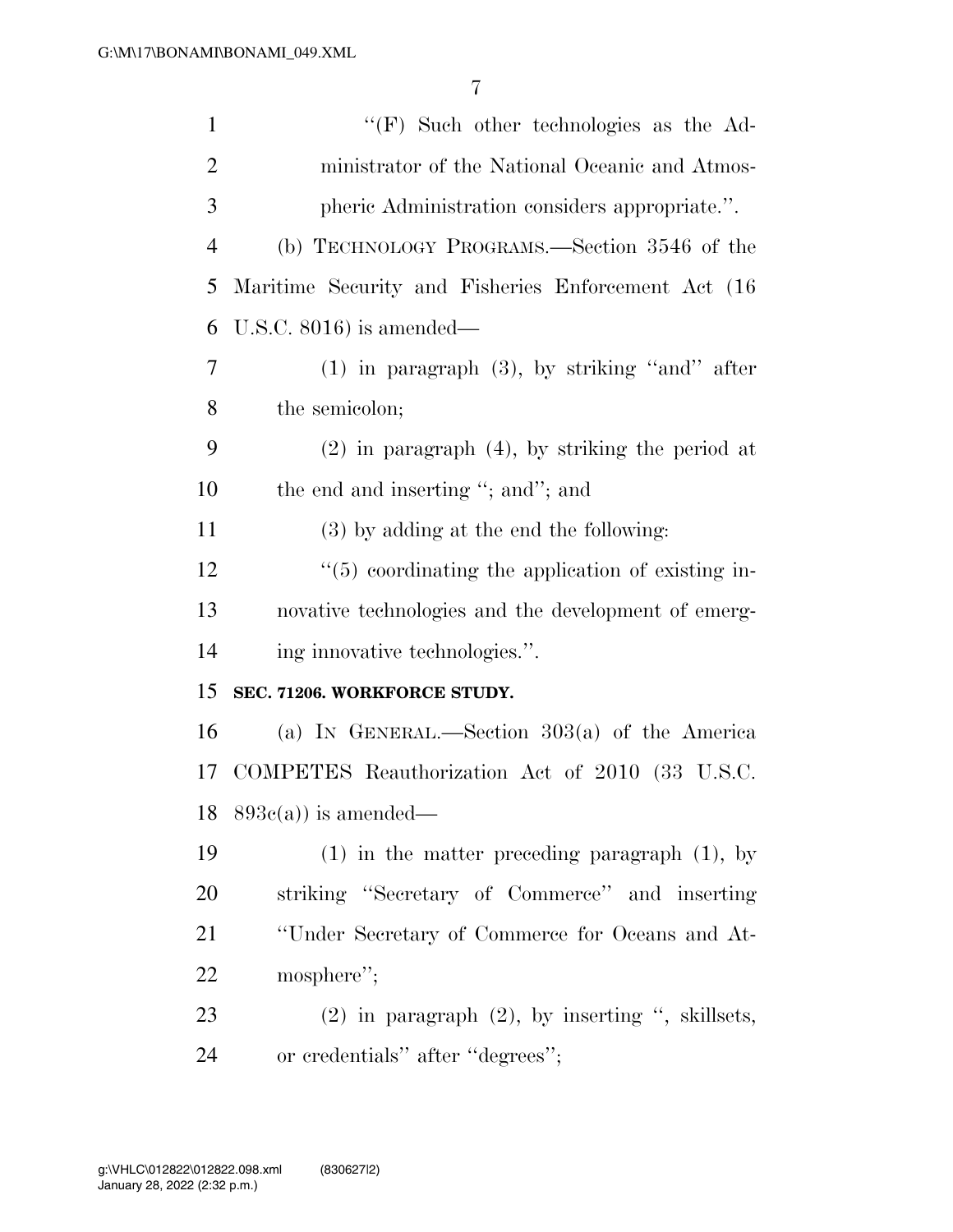"(F) Such other technologies as the Administrator of the National Oceanic and Atmospheric Administration considers appropriate.".

(b) TECHNOLOGY PROGRAMS.—Section 3546 of the Maritime Security and Fisheries Enforcement Act (16 U.S.C. 8016) is amended—

(1) in paragraph (3), by striking "and" after the semicolon;

(2) in paragraph (4), by striking the period at the end and inserting "; and"; and

(3) by adding at the end the following:

"(5) coordinating the application of existing innovative technologies and the development of emerging innovative technologies.".

**SEC. 71206. WORKFORCE STUDY.**

(a) IN GENERAL.—Section 303(a) of the America COMPETES Reauthorization Act of 2010 (33 U.S.C. 893c(a)) is amended—

(1) in the matter preceding paragraph (1), by striking "Secretary of Commerce" and inserting "Under Secretary of Commerce for Oceans and Atmosphere";

(2) in paragraph (2), by inserting ", skillsets, or credentials" after "degrees";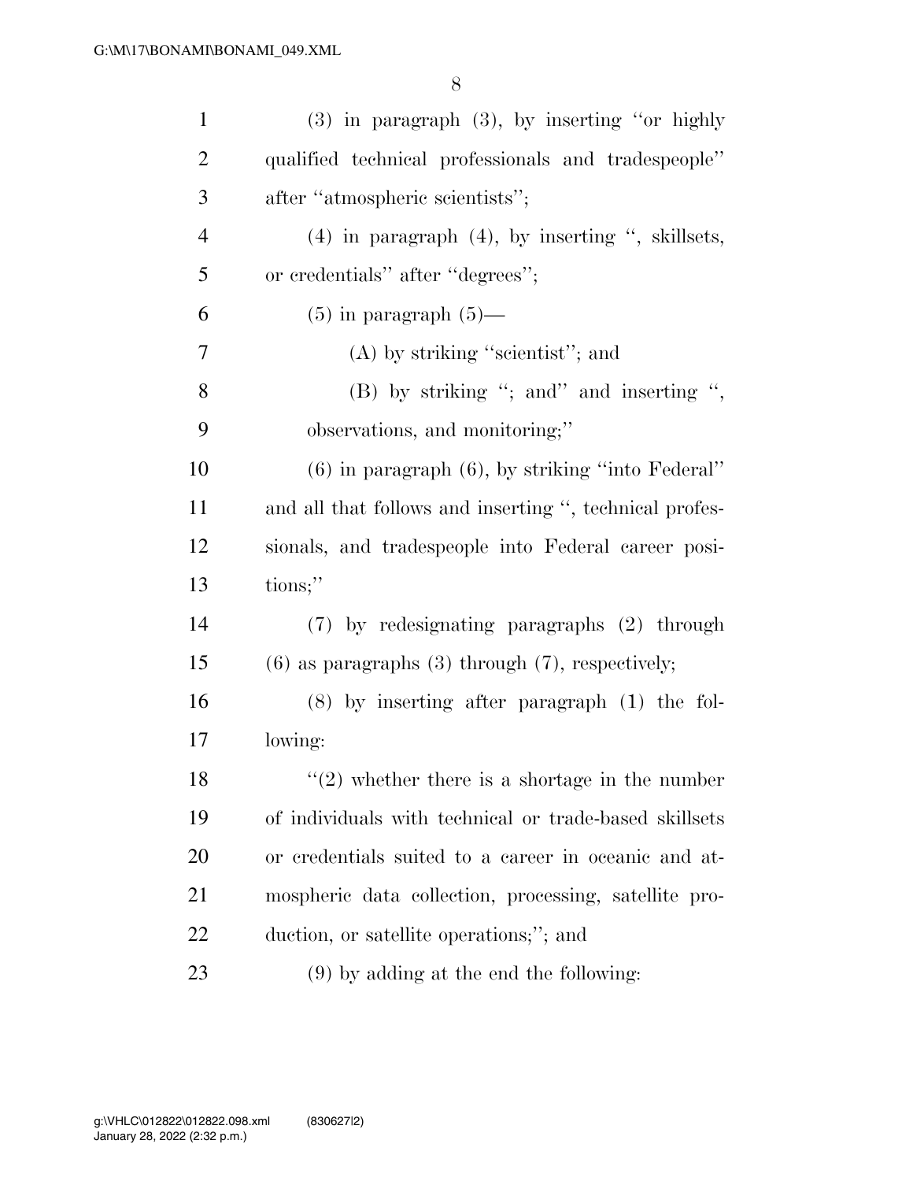(3) in paragraph (3), by inserting "or highly qualified technical professionals and tradespeople" after "atmospheric scientists";

(4) in paragraph (4), by inserting ", skillsets, or credentials" after "degrees";

(5) in paragraph (5)—

(A) by striking "scientist"; and

(B) by striking "; and" and inserting ", observations, and monitoring;"

(6) in paragraph (6), by striking "into Federal" and all that follows and inserting ", technical professionals, and tradespeople into Federal career positions;"

(7) by redesignating paragraphs (2) through (6) as paragraphs (3) through (7), respectively;

(8) by inserting after paragraph (1) the following:

"(2) whether there is a shortage in the number of individuals with technical or trade-based skillsets or credentials suited to a career in oceanic and atmospheric data collection, processing, satellite production, or satellite operations;"; and

(9) by adding at the end the following: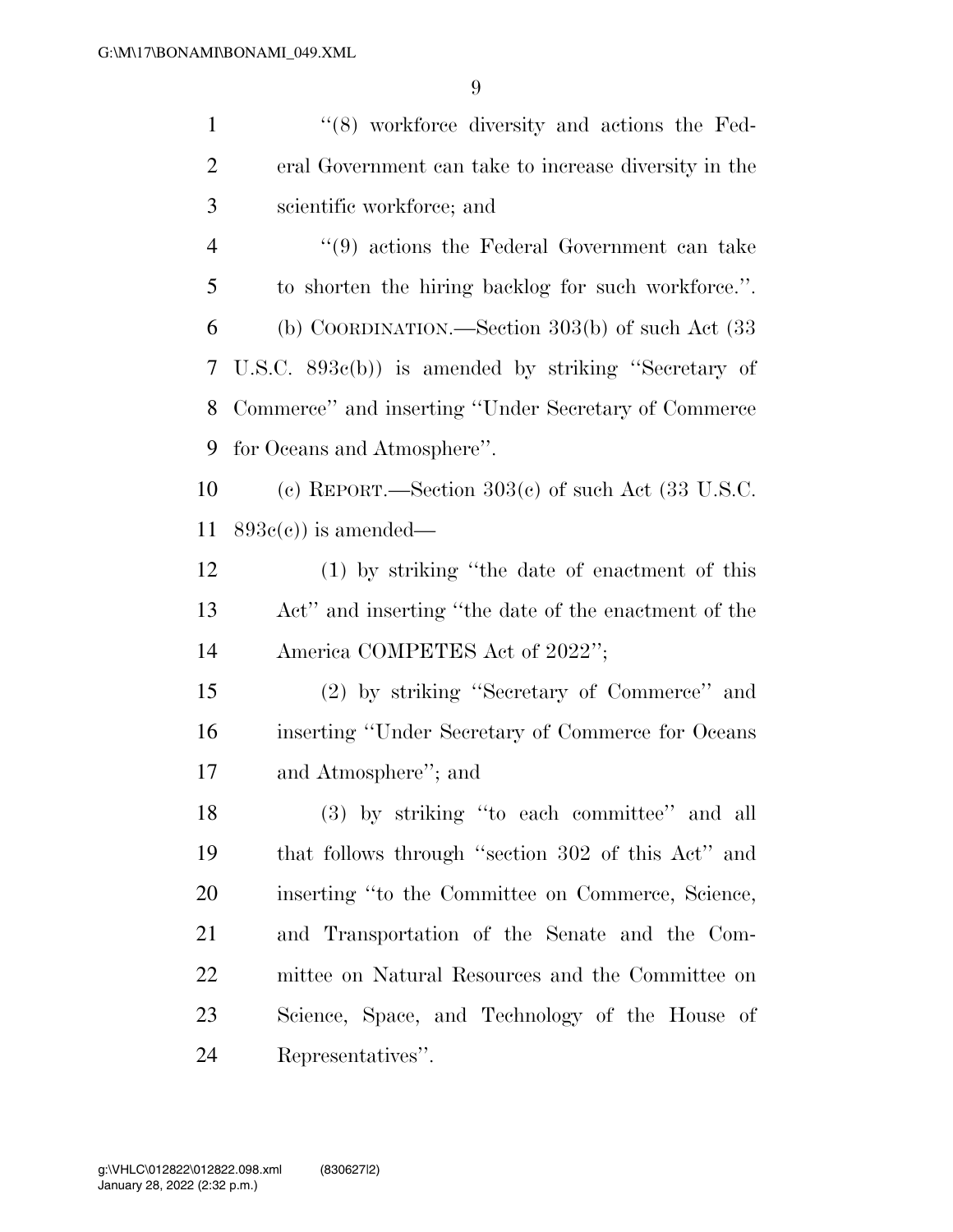''(8) workforce diversity and actions the Federal Government can take to increase diversity in the scientific workforce; and

''(9) actions the Federal Government can take to shorten the hiring backlog for such workforce.''.

(b) COORDINATION.—Section 303(b) of such Act (33 U.S.C. 893c(b)) is amended by striking ''Secretary of Commerce'' and inserting ''Under Secretary of Commerce for Oceans and Atmosphere''.

(c) REPORT.—Section 303(c) of such Act (33 U.S.C. 893c(c)) is amended—

(1) by striking ''the date of enactment of this Act'' and inserting ''the date of the enactment of the America COMPETES Act of 2022'';

(2) by striking ''Secretary of Commerce'' and inserting ''Under Secretary of Commerce for Oceans and Atmosphere''; and

(3) by striking ''to each committee'' and all that follows through ''section 302 of this Act'' and inserting ''to the Committee on Commerce, Science, and Transportation of the Senate and the Committee on Natural Resources and the Committee on Science, Space, and Technology of the House of Representatives''.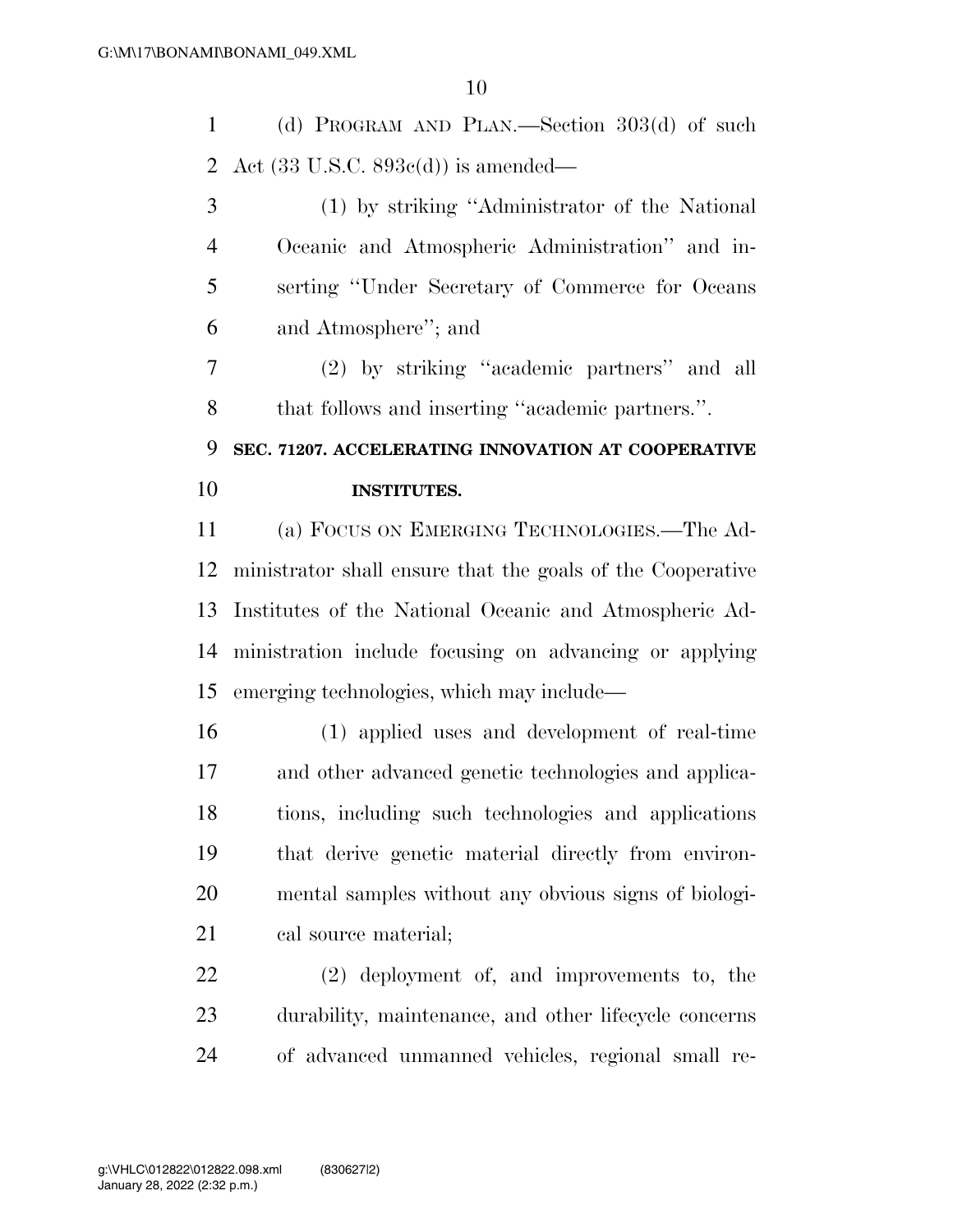(d) PROGRAM AND PLAN.—Section 303(d) of such Act (33 U.S.C. 893c(d)) is amended—

(1) by striking ''Administrator of the National Oceanic and Atmospheric Administration'' and inserting ''Under Secretary of Commerce for Oceans and Atmosphere''; and

(2) by striking ''academic partners'' and all that follows and inserting ''academic partners.''.

**SEC. 71207. ACCELERATING INNOVATION AT COOPERATIVE INSTITUTES.**

(a) FOCUS ON EMERGING TECHNOLOGIES.—The Administrator shall ensure that the goals of the Cooperative Institutes of the National Oceanic and Atmospheric Administration include focusing on advancing or applying emerging technologies, which may include—

(1) applied uses and development of real-time and other advanced genetic technologies and applications, including such technologies and applications that derive genetic material directly from environmental samples without any obvious signs of biological source material;

(2) deployment of, and improvements to, the durability, maintenance, and other lifecycle concerns of advanced unmanned vehicles, regional small re-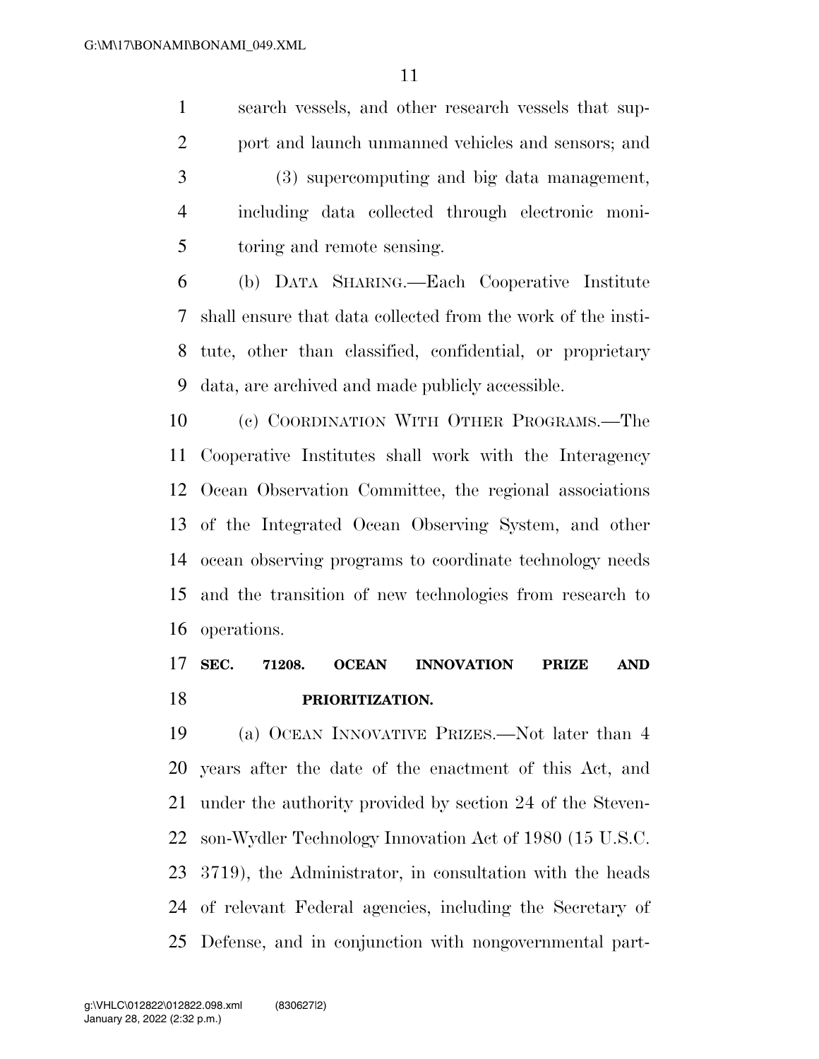search vessels, and other research vessels that support and launch unmanned vehicles and sensors; and

(3) supercomputing and big data management, including data collected through electronic monitoring and remote sensing.

(b) DATA SHARING.—Each Cooperative Institute shall ensure that data collected from the work of the institute, other than classified, confidential, or proprietary data, are archived and made publicly accessible.

(c) COORDINATION WITH OTHER PROGRAMS.—The Cooperative Institutes shall work with the Interagency Ocean Observation Committee, the regional associations of the Integrated Ocean Observing System, and other ocean observing programs to coordinate technology needs and the transition of new technologies from research to operations.

## SEC. 71208. OCEAN INNOVATION PRIZE AND PRIORITIZATION.

(a) OCEAN INNOVATIVE PRIZES.—Not later than 4 years after the date of the enactment of this Act, and under the authority provided by section 24 of the Stevenson-Wydler Technology Innovation Act of 1980 (15 U.S.C. 3719), the Administrator, in consultation with the heads of relevant Federal agencies, including the Secretary of Defense, and in conjunction with nongovernmental part-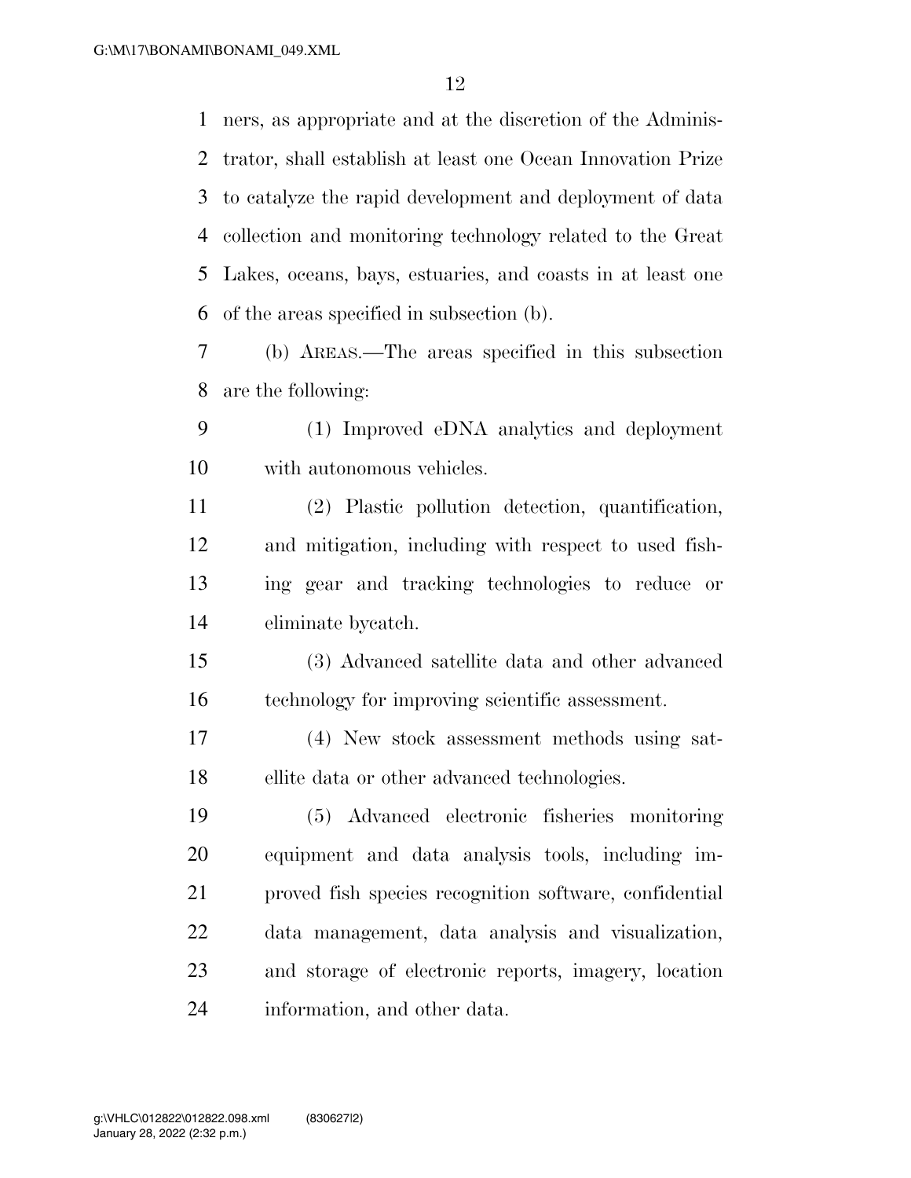ners, as appropriate and at the discretion of the Administrator, shall establish at least one Ocean Innovation Prize to catalyze the rapid development and deployment of data collection and monitoring technology related to the Great Lakes, oceans, bays, estuaries, and coasts in at least one of the areas specified in subsection (b).

(b) AREAS.—The areas specified in this subsection are the following:

(1) Improved eDNA analytics and deployment with autonomous vehicles.

(2) Plastic pollution detection, quantification, and mitigation, including with respect to used fishing gear and tracking technologies to reduce or eliminate bycatch.

(3) Advanced satellite data and other advanced technology for improving scientific assessment.

(4) New stock assessment methods using satellite data or other advanced technologies.

(5) Advanced electronic fisheries monitoring equipment and data analysis tools, including improved fish species recognition software, confidential data management, data analysis and visualization, and storage of electronic reports, imagery, location information, and other data.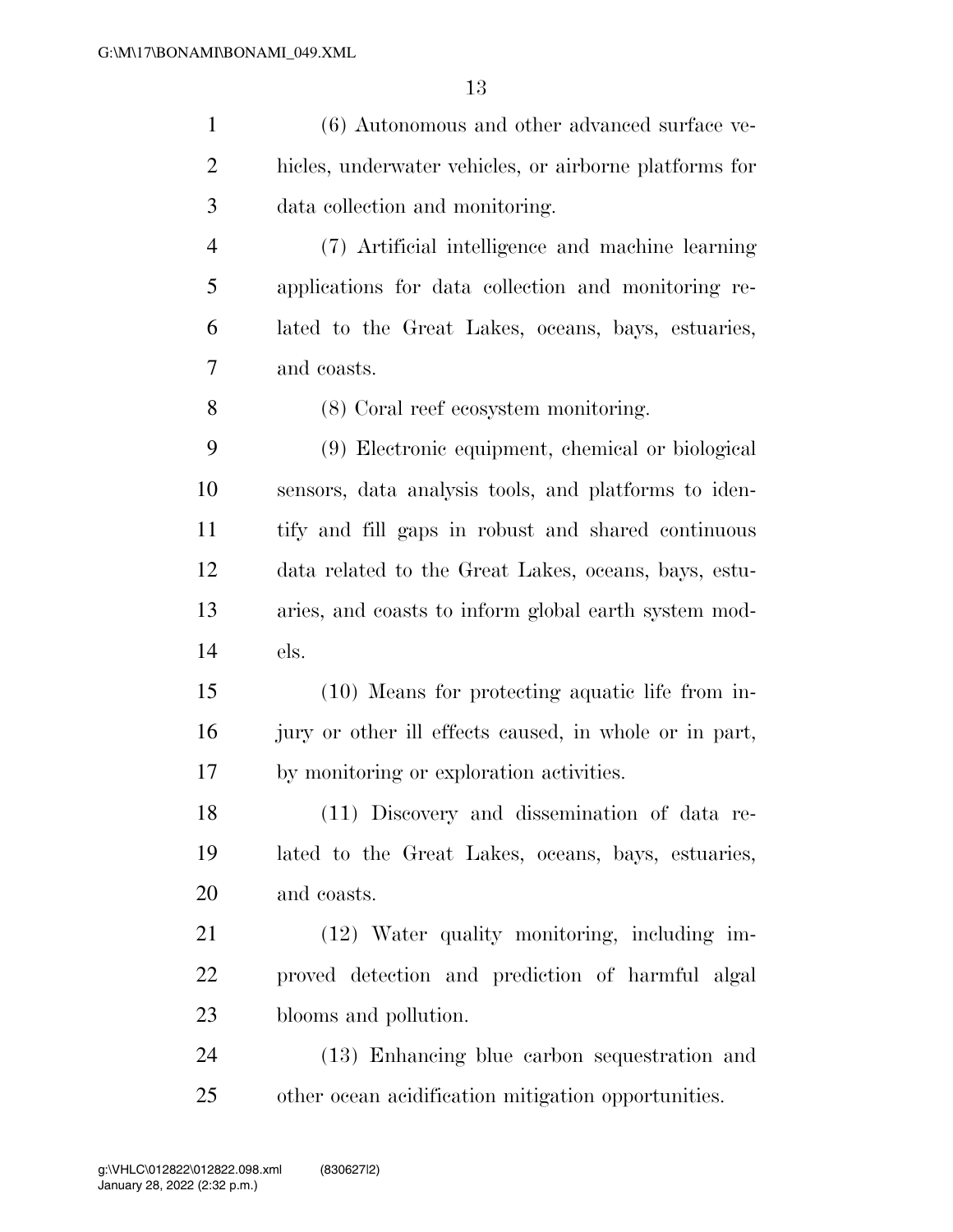(6) Autonomous and other advanced surface vehicles, underwater vehicles, or airborne platforms for data collection and monitoring.

(7) Artificial intelligence and machine learning applications for data collection and monitoring related to the Great Lakes, oceans, bays, estuaries, and coasts.

(8) Coral reef ecosystem monitoring.

(9) Electronic equipment, chemical or biological sensors, data analysis tools, and platforms to identify and fill gaps in robust and shared continuous data related to the Great Lakes, oceans, bays, estuaries, and coasts to inform global earth system models.

(10) Means for protecting aquatic life from injury or other ill effects caused, in whole or in part, by monitoring or exploration activities.

(11) Discovery and dissemination of data related to the Great Lakes, oceans, bays, estuaries, and coasts.

(12) Water quality monitoring, including improved detection and prediction of harmful algal blooms and pollution.

(13) Enhancing blue carbon sequestration and other ocean acidification mitigation opportunities.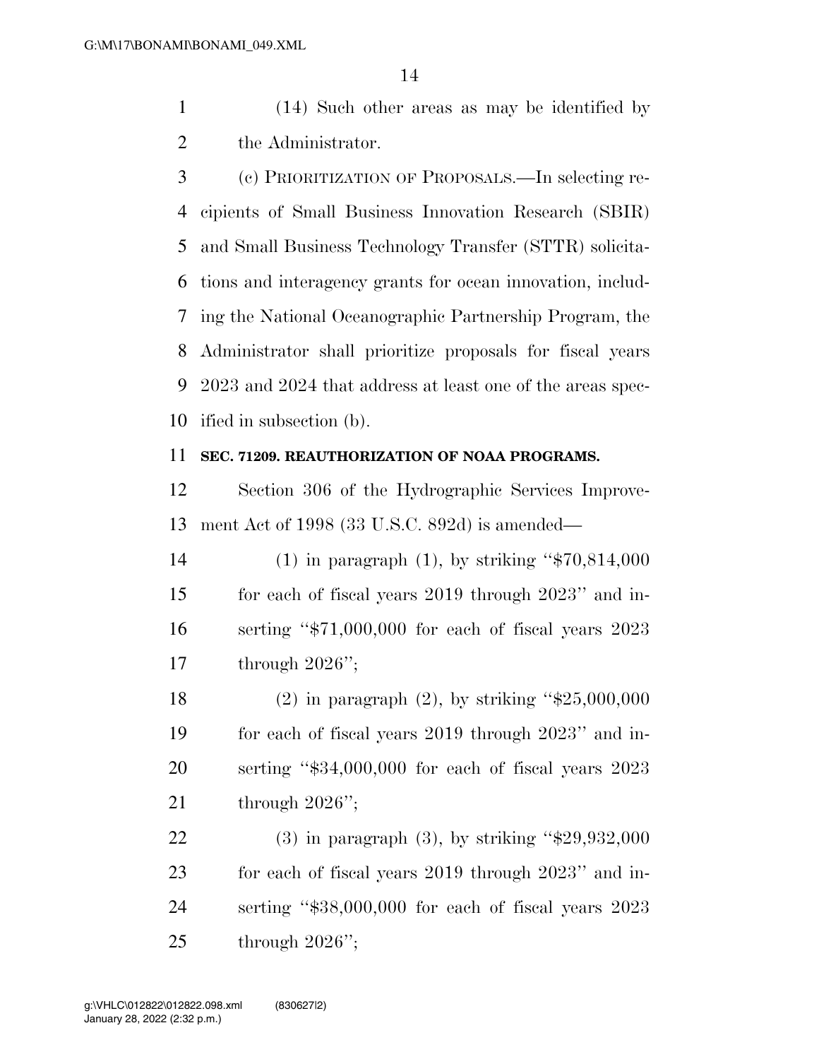(14) Such other areas as may be identified by the Administrator.

(c) PRIORITIZATION OF PROPOSALS.—In selecting recipients of Small Business Innovation Research (SBIR) and Small Business Technology Transfer (STTR) solicitations and interagency grants for ocean innovation, including the National Oceanographic Partnership Program, the Administrator shall prioritize proposals for fiscal years 2023 and 2024 that address at least one of the areas specified in subsection (b).

**SEC. 71209. REAUTHORIZATION OF NOAA PROGRAMS.**

Section 306 of the Hydrographic Services Improvement Act of 1998 (33 U.S.C. 892d) is amended—

(1) in paragraph (1), by striking "$70,814,000 for each of fiscal years 2019 through 2023" and inserting "$71,000,000 for each of fiscal years 2023 through 2026";

(2) in paragraph (2), by striking "$25,000,000 for each of fiscal years 2019 through 2023" and inserting "$34,000,000 for each of fiscal years 2023 through 2026";

(3) in paragraph (3), by striking "$29,932,000 for each of fiscal years 2019 through 2023" and inserting "$38,000,000 for each of fiscal years 2023 through 2026";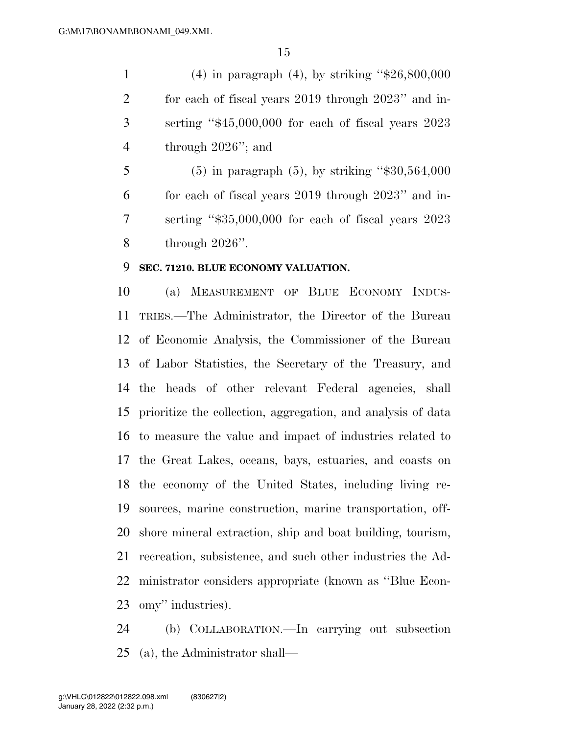(4) in paragraph (4), by striking "$26,800,000 for each of fiscal years 2019 through 2023" and inserting "$45,000,000 for each of fiscal years 2023 through 2026"; and

(5) in paragraph (5), by striking "$30,564,000 for each of fiscal years 2019 through 2023" and inserting "$35,000,000 for each of fiscal years 2023 through 2026".

**SEC. 71210. BLUE ECONOMY VALUATION.**

(a) MEASUREMENT OF BLUE ECONOMY INDUSTRIES.—The Administrator, the Director of the Bureau of Economic Analysis, the Commissioner of the Bureau of Labor Statistics, the Secretary of the Treasury, and the heads of other relevant Federal agencies, shall prioritize the collection, aggregation, and analysis of data to measure the value and impact of industries related to the Great Lakes, oceans, bays, estuaries, and coasts on the economy of the United States, including living resources, marine construction, marine transportation, offshore mineral extraction, ship and boat building, tourism, recreation, subsistence, and such other industries the Administrator considers appropriate (known as "Blue Economy" industries).

(b) COLLABORATION.—In carrying out subsection (a), the Administrator shall—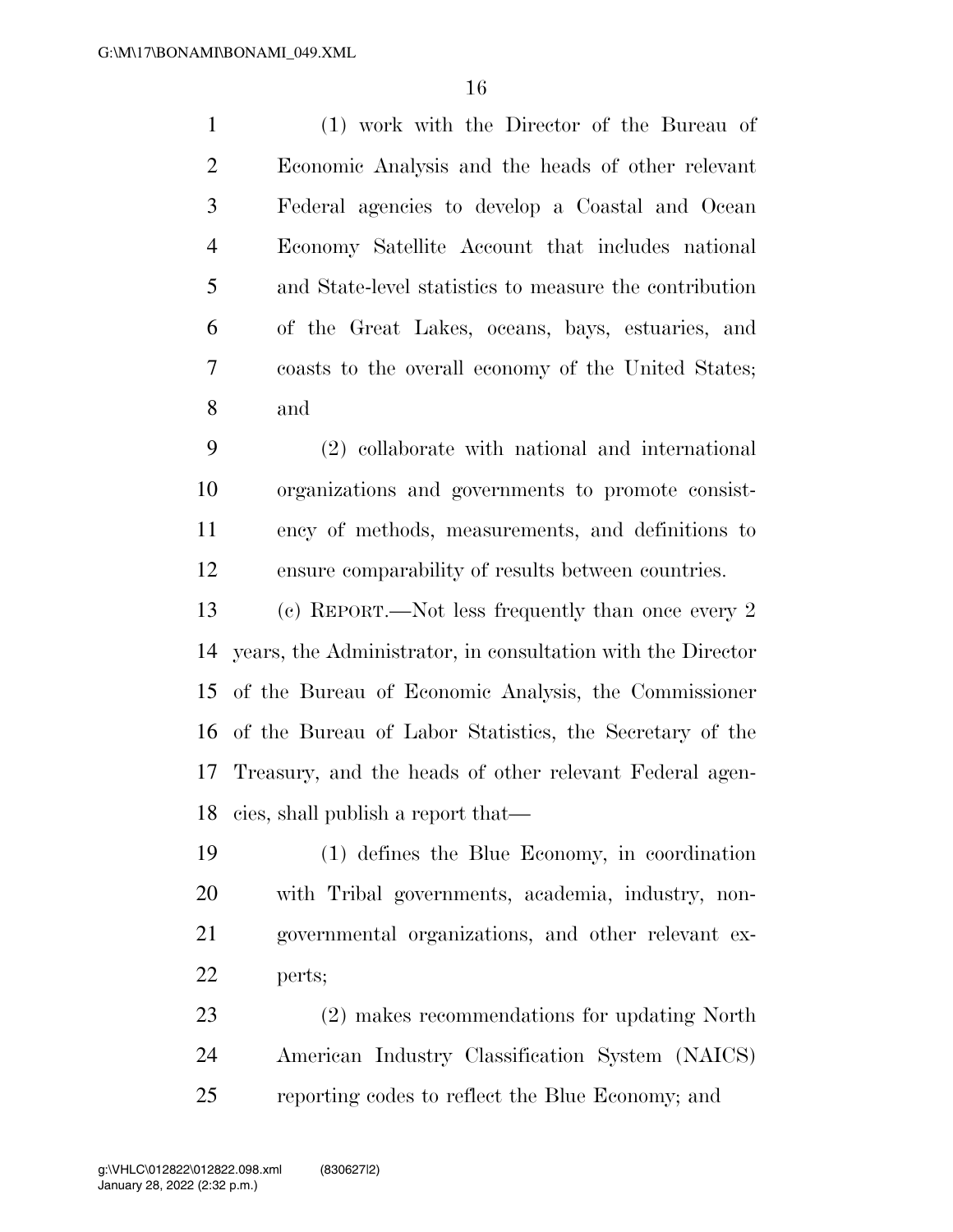(1) work with the Director of the Bureau of Economic Analysis and the heads of other relevant Federal agencies to develop a Coastal and Ocean Economy Satellite Account that includes national and State-level statistics to measure the contribution of the Great Lakes, oceans, bays, estuaries, and coasts to the overall economy of the United States; and

(2) collaborate with national and international organizations and governments to promote consistency of methods, measurements, and definitions to ensure comparability of results between countries.

(c) REPORT.—Not less frequently than once every 2 years, the Administrator, in consultation with the Director of the Bureau of Economic Analysis, the Commissioner of the Bureau of Labor Statistics, the Secretary of the Treasury, and the heads of other relevant Federal agencies, shall publish a report that—

(1) defines the Blue Economy, in coordination with Tribal governments, academia, industry, nongovernmental organizations, and other relevant experts;

(2) makes recommendations for updating North American Industry Classification System (NAICS) reporting codes to reflect the Blue Economy; and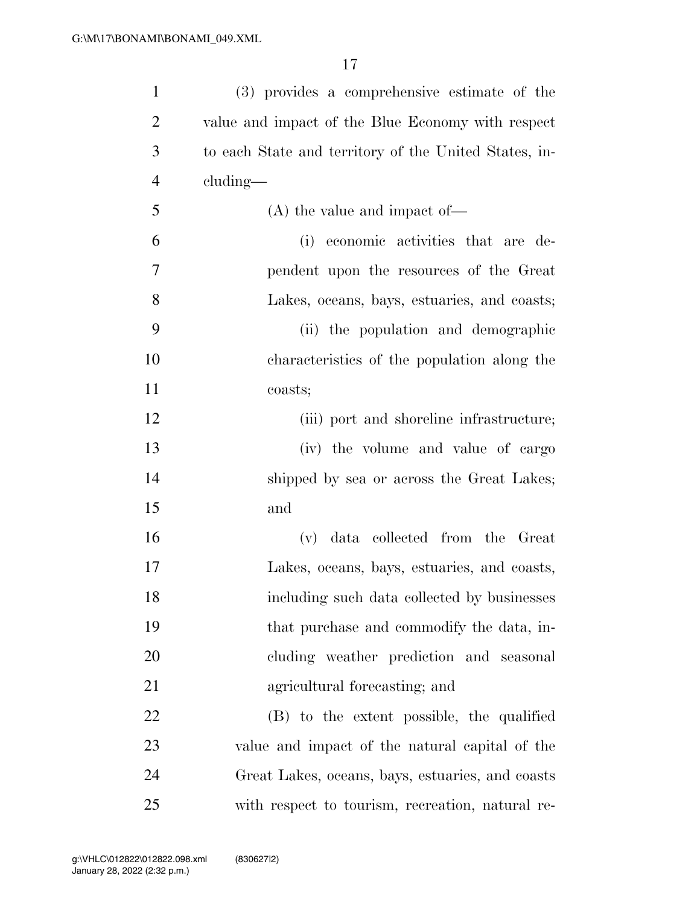(3) provides a comprehensive estimate of the value and impact of the Blue Economy with respect to each State and territory of the United States, including—

(A) the value and impact of—

(i) economic activities that are dependent upon the resources of the Great Lakes, oceans, bays, estuaries, and coasts;

(ii) the population and demographic characteristics of the population along the coasts;

(iii) port and shoreline infrastructure;

(iv) the volume and value of cargo shipped by sea or across the Great Lakes; and

(v) data collected from the Great Lakes, oceans, bays, estuaries, and coasts, including such data collected by businesses that purchase and commodify the data, including weather prediction and seasonal agricultural forecasting; and

(B) to the extent possible, the qualified value and impact of the natural capital of the Great Lakes, oceans, bays, estuaries, and coasts with respect to tourism, recreation, natural re-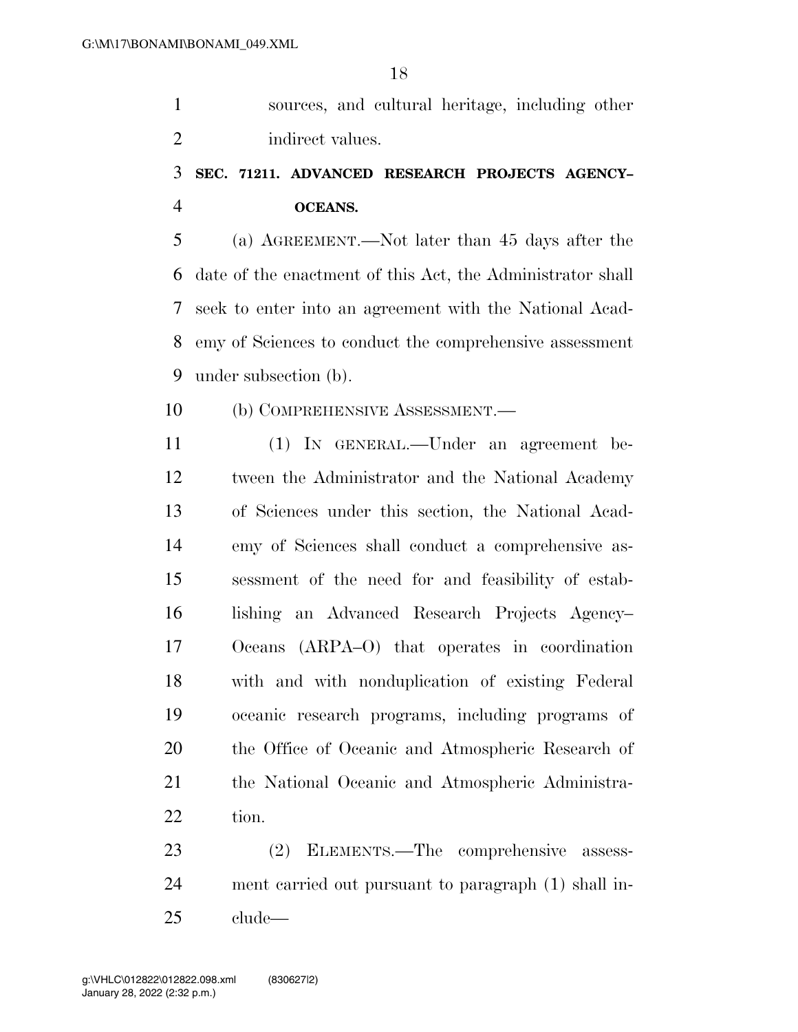sources, and cultural heritage, including other indirect values.

### SEC. 71211. ADVANCED RESEARCH PROJECTS AGENCY–OCEANS.

(a) AGREEMENT.—Not later than 45 days after the date of the enactment of this Act, the Administrator shall seek to enter into an agreement with the National Academy of Sciences to conduct the comprehensive assessment under subsection (b).

(b) COMPREHENSIVE ASSESSMENT.—

(1) IN GENERAL.—Under an agreement between the Administrator and the National Academy of Sciences under this section, the National Academy of Sciences shall conduct a comprehensive assessment of the need for and feasibility of establishing an Advanced Research Projects Agency–Oceans (ARPA–O) that operates in coordination with and with nonduplication of existing Federal oceanic research programs, including programs of the Office of Oceanic and Atmospheric Research of the National Oceanic and Atmospheric Administration.

(2) ELEMENTS.—The comprehensive assessment carried out pursuant to paragraph (1) shall include—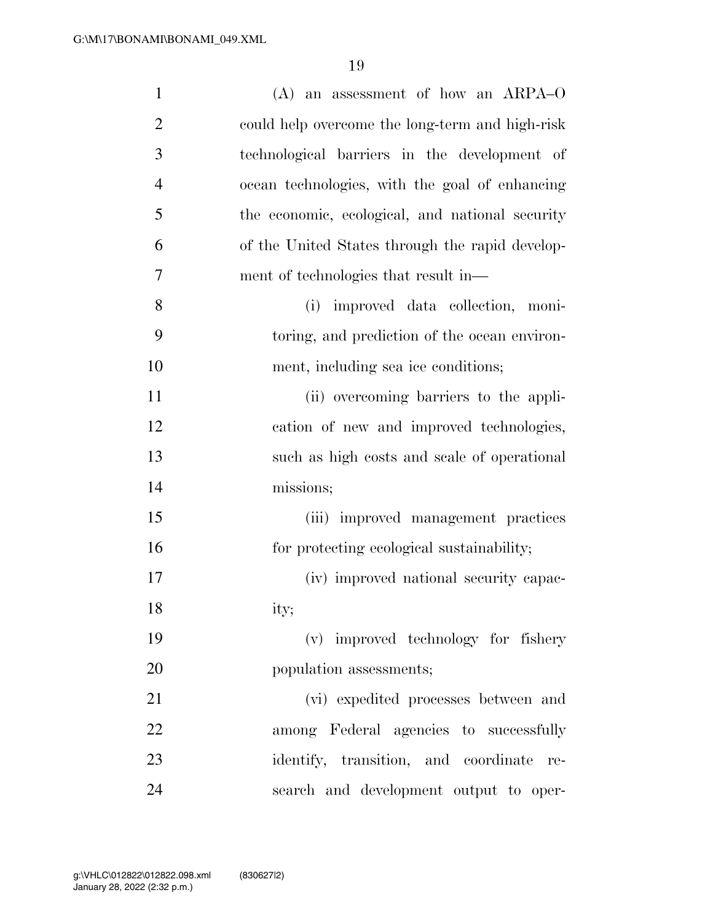(A) an assessment of how an ARPA–O could help overcome the long-term and high-risk technological barriers in the development of ocean technologies, with the goal of enhancing the economic, ecological, and national security of the United States through the rapid development of technologies that result in—

(i) improved data collection, monitoring, and prediction of the ocean environment, including sea ice conditions;

(ii) overcoming barriers to the application of new and improved technologies, such as high costs and scale of operational missions;

(iii) improved management practices for protecting ecological sustainability;

(iv) improved national security capacity;

(v) improved technology for fishery population assessments;

(vi) expedited processes between and among Federal agencies to successfully identify, transition, and coordinate research and development output to oper-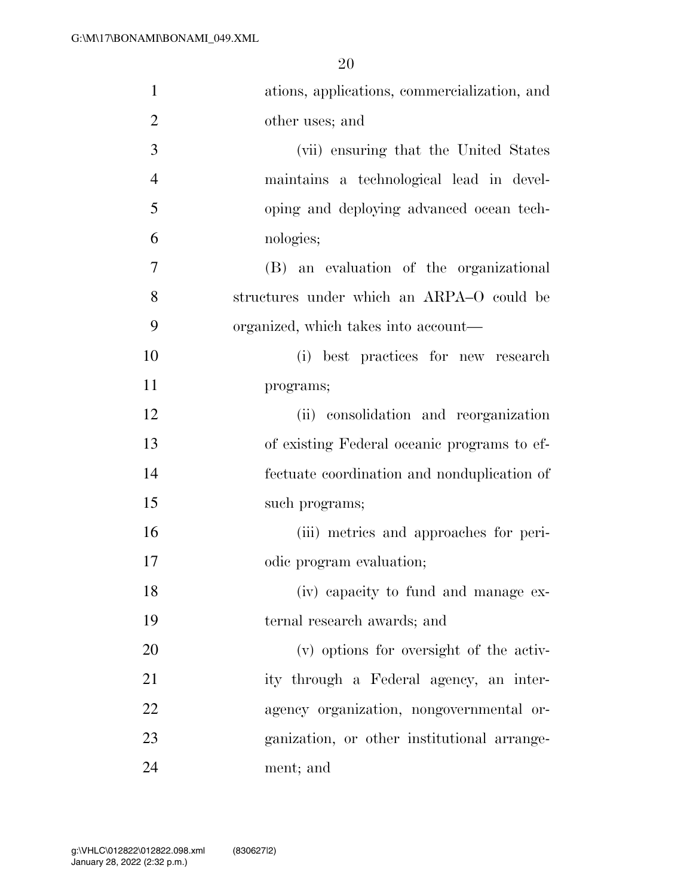ations, applications, commercialization, and other uses; and

(vii) ensuring that the United States maintains a technological lead in developing and deploying advanced ocean technologies;

(B) an evaluation of the organizational structures under which an ARPA–O could be organized, which takes into account—

(i) best practices for new research programs;

(ii) consolidation and reorganization of existing Federal oceanic programs to effectuate coordination and nonduplication of such programs;

(iii) metrics and approaches for periodic program evaluation;

(iv) capacity to fund and manage external research awards; and

(v) options for oversight of the activity through a Federal agency, an interagency organization, nongovernmental organization, or other institutional arrangement; and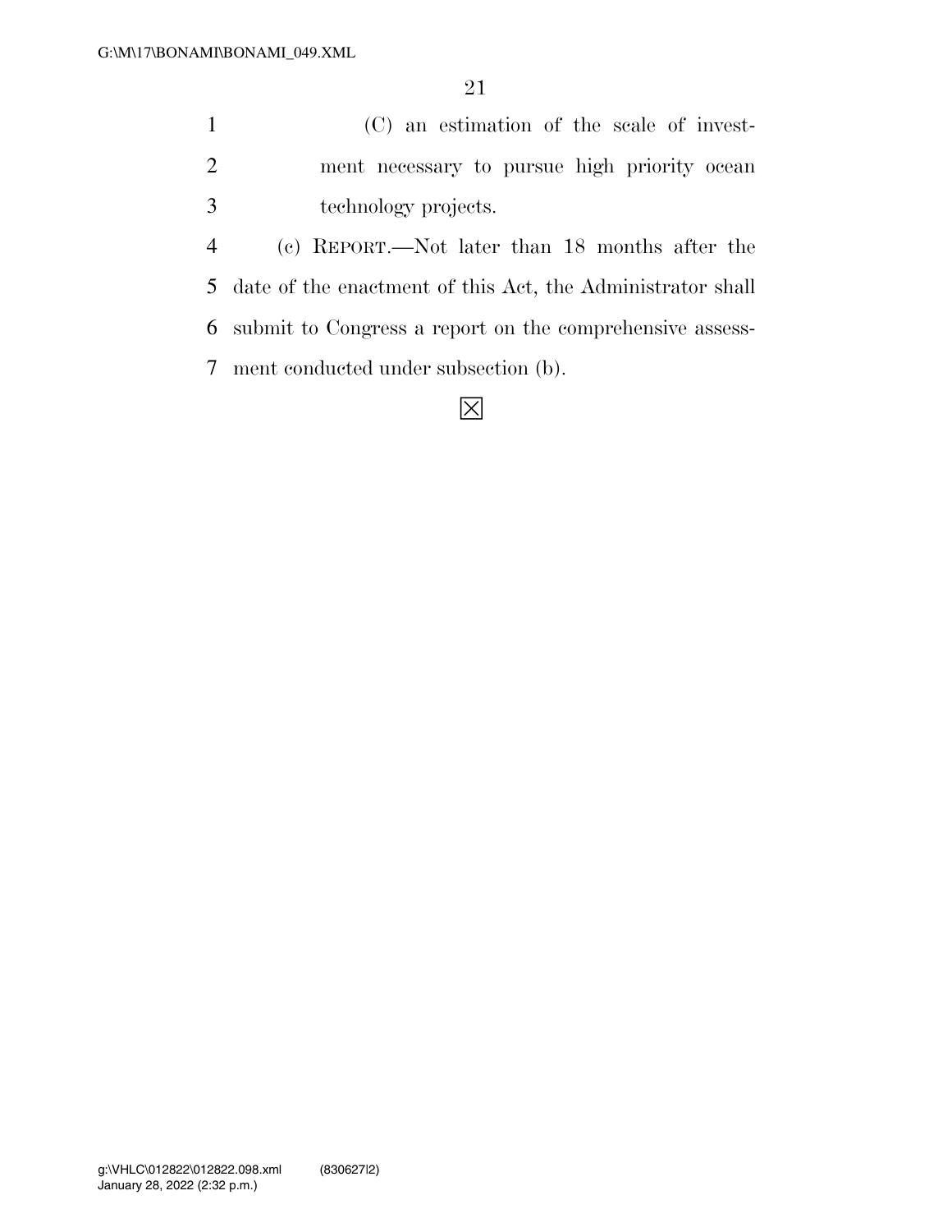(C) an estimation of the scale of investment necessary to pursue high priority ocean technology projects.

(c) REPORT.—Not later than 18 months after the date of the enactment of this Act, the Administrator shall submit to Congress a report on the comprehensive assessment conducted under subsection (b).